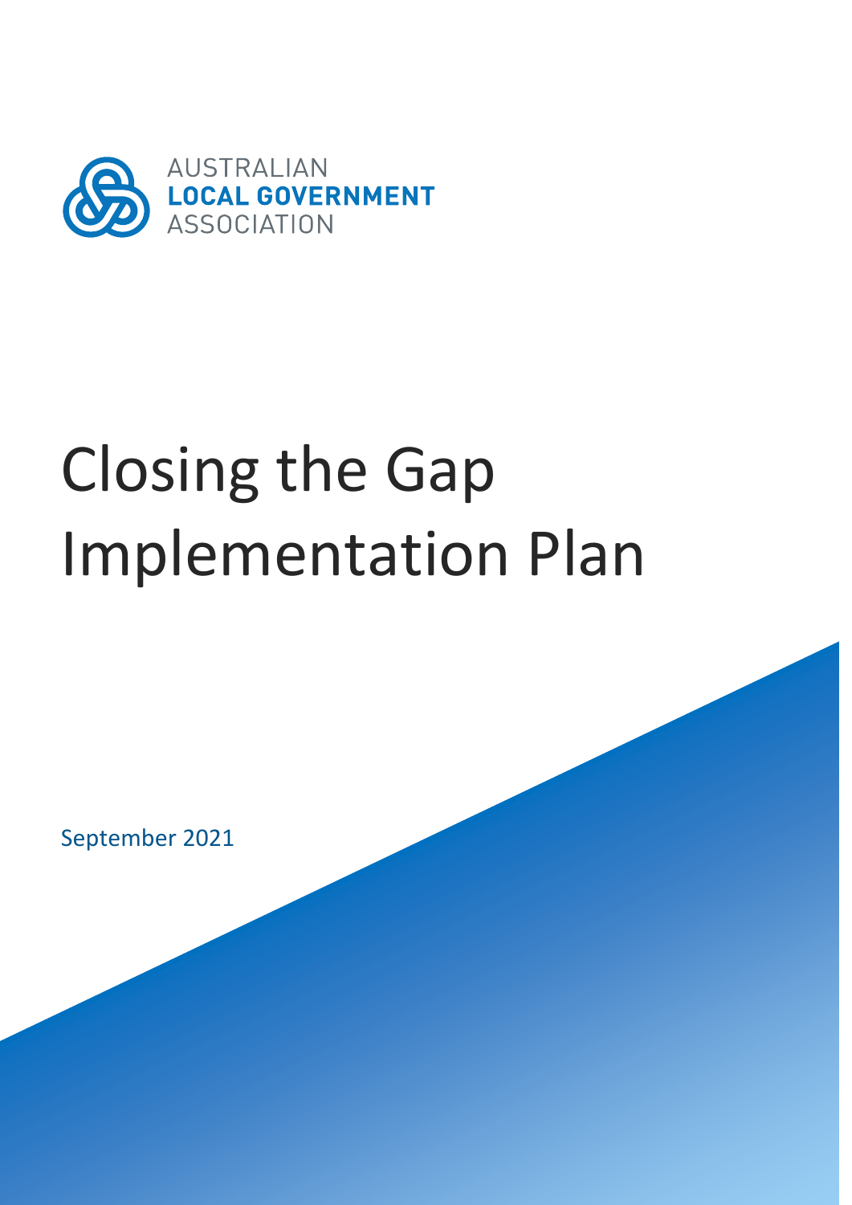AUSTRALIAN
**LOCAL GOVERNMENT**
ASSOCIATION

# Closing the Gap Implementation Plan

September 2021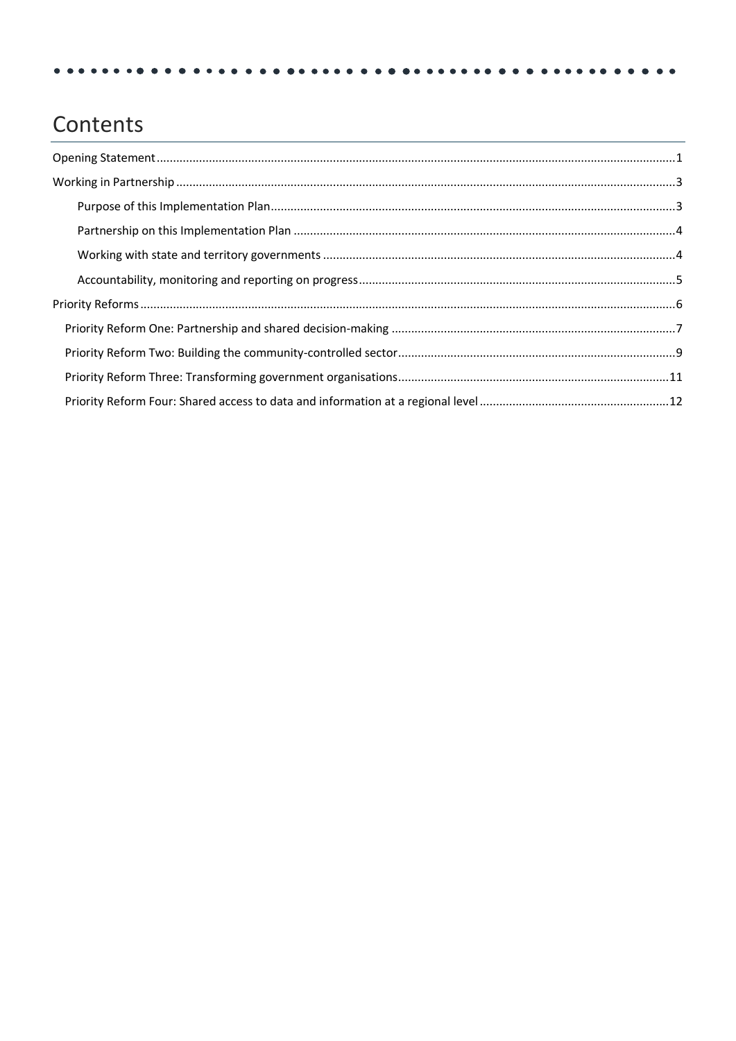# Contents

- Opening Statement ... 1
- Working in Partnership ... 3
  - Purpose of this Implementation Plan ... 3
  - Partnership on this Implementation Plan ... 4
  - Working with state and territory governments ... 4
  - Accountability, monitoring and reporting on progress ... 5
- Priority Reforms ... 6
  - Priority Reform One: Partnership and shared decision-making ... 7
  - Priority Reform Two: Building the community-controlled sector ... 9
  - Priority Reform Three: Transforming government organisations ... 11
  - Priority Reform Four: Shared access to data and information at a regional level ... 12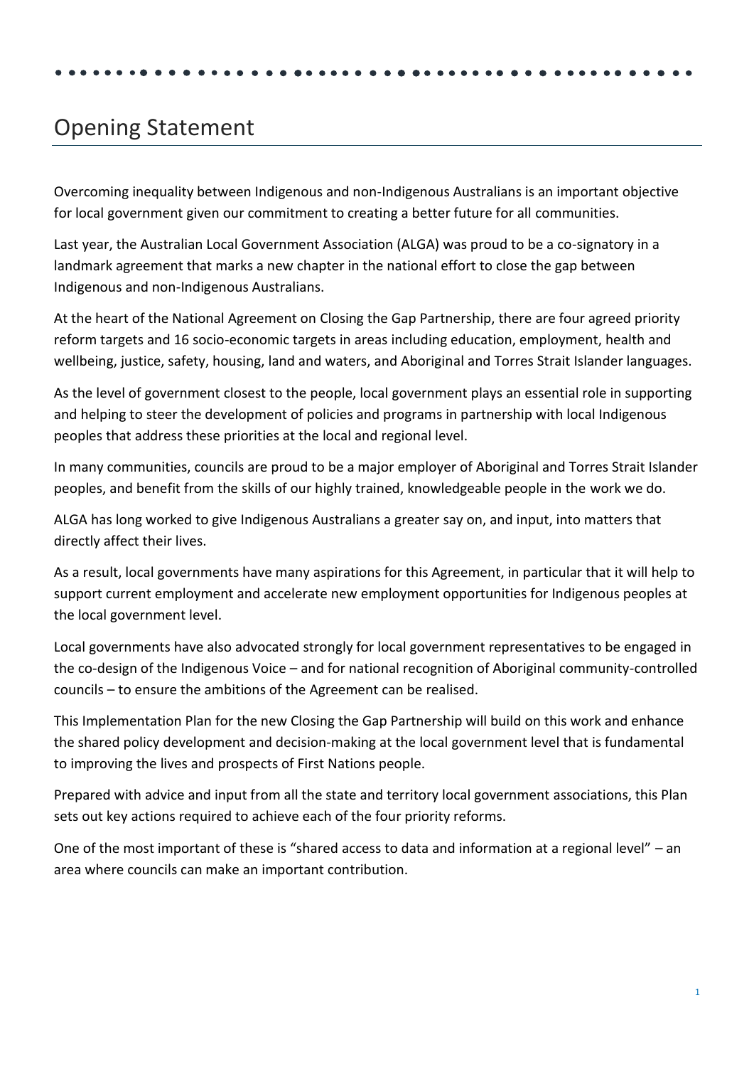# Opening Statement

Overcoming inequality between Indigenous and non-Indigenous Australians is an important objective for local government given our commitment to creating a better future for all communities.

Last year, the Australian Local Government Association (ALGA) was proud to be a co-signatory in a landmark agreement that marks a new chapter in the national effort to close the gap between Indigenous and non-Indigenous Australians.

At the heart of the National Agreement on Closing the Gap Partnership, there are four agreed priority reform targets and 16 socio-economic targets in areas including education, employment, health and wellbeing, justice, safety, housing, land and waters, and Aboriginal and Torres Strait Islander languages.

As the level of government closest to the people, local government plays an essential role in supporting and helping to steer the development of policies and programs in partnership with local Indigenous peoples that address these priorities at the local and regional level.

In many communities, councils are proud to be a major employer of Aboriginal and Torres Strait Islander peoples, and benefit from the skills of our highly trained, knowledgeable people in the work we do.

ALGA has long worked to give Indigenous Australians a greater say on, and input, into matters that directly affect their lives.

As a result, local governments have many aspirations for this Agreement, in particular that it will help to support current employment and accelerate new employment opportunities for Indigenous peoples at the local government level.

Local governments have also advocated strongly for local government representatives to be engaged in the co-design of the Indigenous Voice – and for national recognition of Aboriginal community-controlled councils – to ensure the ambitions of the Agreement can be realised.

This Implementation Plan for the new Closing the Gap Partnership will build on this work and enhance the shared policy development and decision-making at the local government level that is fundamental to improving the lives and prospects of First Nations people.

Prepared with advice and input from all the state and territory local government associations, this Plan sets out key actions required to achieve each of the four priority reforms.

One of the most important of these is "shared access to data and information at a regional level" – an area where councils can make an important contribution.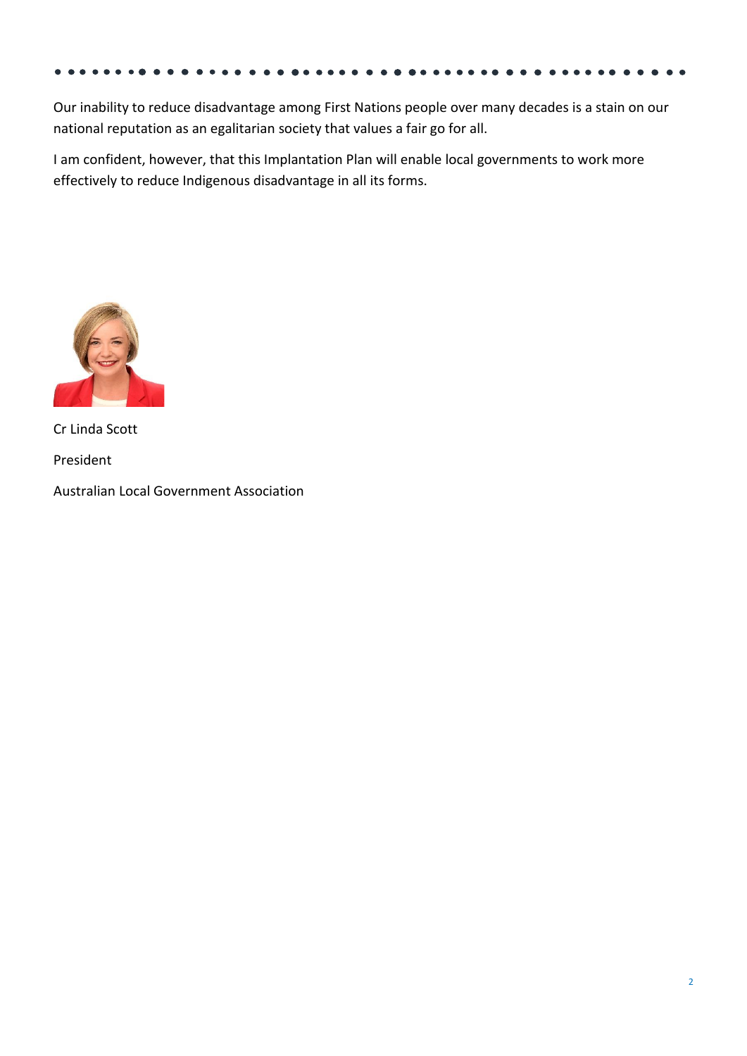Our inability to reduce disadvantage among First Nations people over many decades is a stain on our national reputation as an egalitarian society that values a fair go for all.

I am confident, however, that this Implantation Plan will enable local governments to work more effectively to reduce Indigenous disadvantage in all its forms.

Cr Linda Scott

President

Australian Local Government Association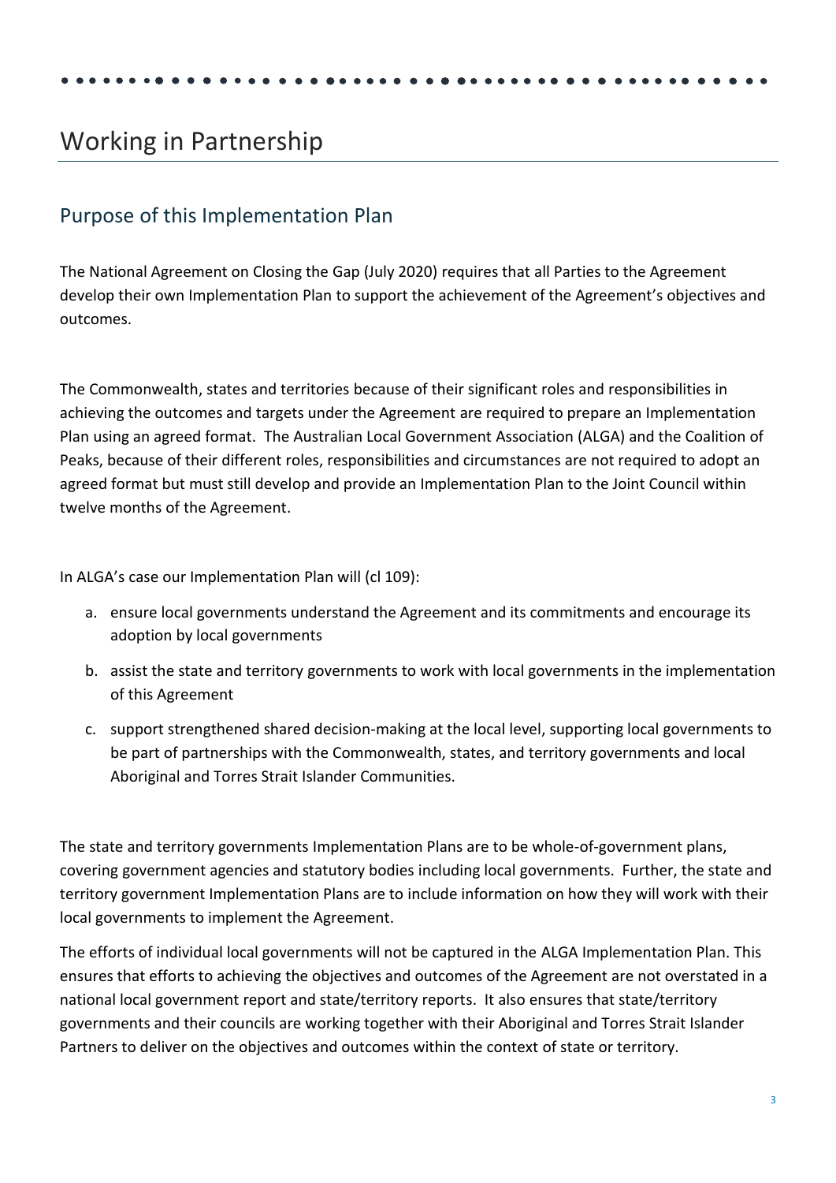# Working in Partnership

## Purpose of this Implementation Plan

The National Agreement on Closing the Gap (July 2020) requires that all Parties to the Agreement develop their own Implementation Plan to support the achievement of the Agreement's objectives and outcomes.

The Commonwealth, states and territories because of their significant roles and responsibilities in achieving the outcomes and targets under the Agreement are required to prepare an Implementation Plan using an agreed format. The Australian Local Government Association (ALGA) and the Coalition of Peaks, because of their different roles, responsibilities and circumstances are not required to adopt an agreed format but must still develop and provide an Implementation Plan to the Joint Council within twelve months of the Agreement.

In ALGA's case our Implementation Plan will (cl 109):

a. ensure local governments understand the Agreement and its commitments and encourage its adoption by local governments
b. assist the state and territory governments to work with local governments in the implementation of this Agreement
c. support strengthened shared decision-making at the local level, supporting local governments to be part of partnerships with the Commonwealth, states, and territory governments and local Aboriginal and Torres Strait Islander Communities.

The state and territory governments Implementation Plans are to be whole-of-government plans, covering government agencies and statutory bodies including local governments. Further, the state and territory government Implementation Plans are to include information on how they will work with their local governments to implement the Agreement.

The efforts of individual local governments will not be captured in the ALGA Implementation Plan. This ensures that efforts to achieving the objectives and outcomes of the Agreement are not overstated in a national local government report and state/territory reports. It also ensures that state/territory governments and their councils are working together with their Aboriginal and Torres Strait Islander Partners to deliver on the objectives and outcomes within the context of state or territory.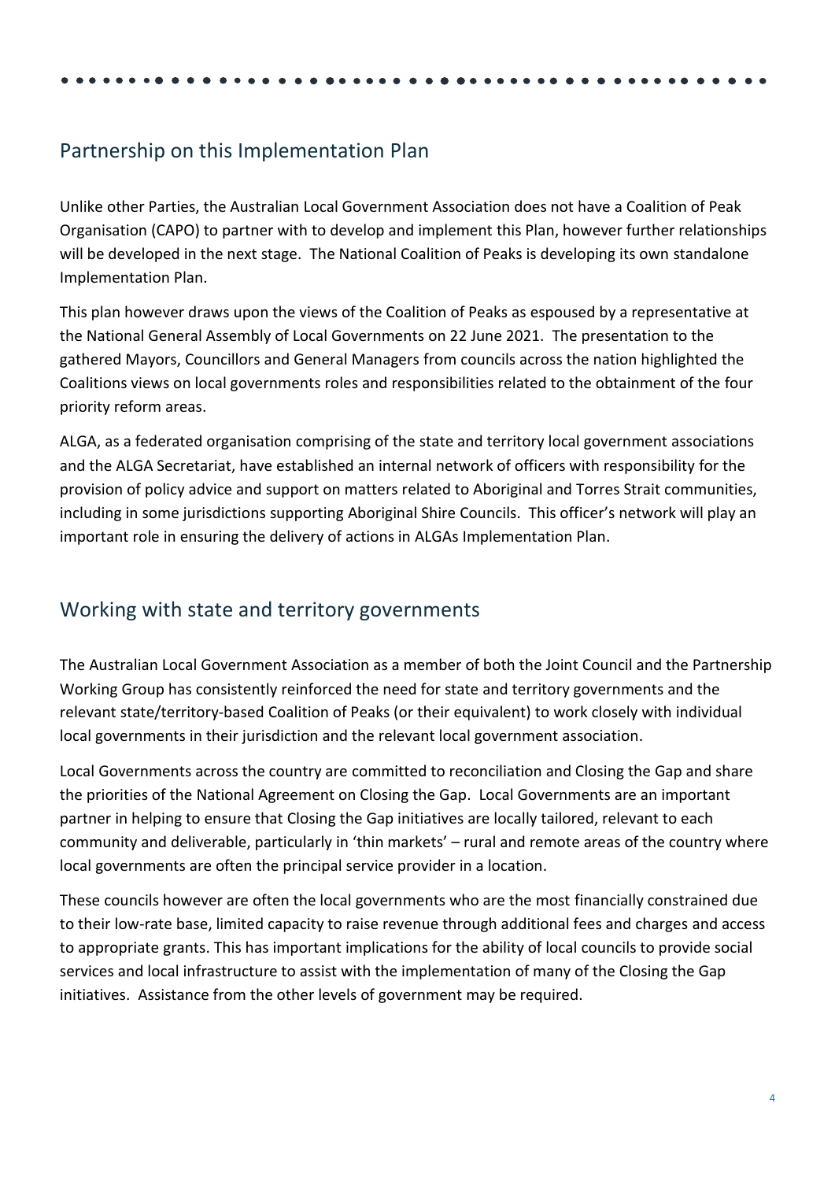## Partnership on this Implementation Plan

Unlike other Parties, the Australian Local Government Association does not have a Coalition of Peak Organisation (CAPO) to partner with to develop and implement this Plan, however further relationships will be developed in the next stage. The National Coalition of Peaks is developing its own standalone Implementation Plan.

This plan however draws upon the views of the Coalition of Peaks as espoused by a representative at the National General Assembly of Local Governments on 22 June 2021. The presentation to the gathered Mayors, Councillors and General Managers from councils across the nation highlighted the Coalitions views on local governments roles and responsibilities related to the obtainment of the four priority reform areas.

ALGA, as a federated organisation comprising of the state and territory local government associations and the ALGA Secretariat, have established an internal network of officers with responsibility for the provision of policy advice and support on matters related to Aboriginal and Torres Strait communities, including in some jurisdictions supporting Aboriginal Shire Councils. This officer's network will play an important role in ensuring the delivery of actions in ALGAs Implementation Plan.

## Working with state and territory governments

The Australian Local Government Association as a member of both the Joint Council and the Partnership Working Group has consistently reinforced the need for state and territory governments and the relevant state/territory-based Coalition of Peaks (or their equivalent) to work closely with individual local governments in their jurisdiction and the relevant local government association.

Local Governments across the country are committed to reconciliation and Closing the Gap and share the priorities of the National Agreement on Closing the Gap. Local Governments are an important partner in helping to ensure that Closing the Gap initiatives are locally tailored, relevant to each community and deliverable, particularly in 'thin markets' – rural and remote areas of the country where local governments are often the principal service provider in a location.

These councils however are often the local governments who are the most financially constrained due to their low-rate base, limited capacity to raise revenue through additional fees and charges and access to appropriate grants. This has important implications for the ability of local councils to provide social services and local infrastructure to assist with the implementation of many of the Closing the Gap initiatives. Assistance from the other levels of government may be required.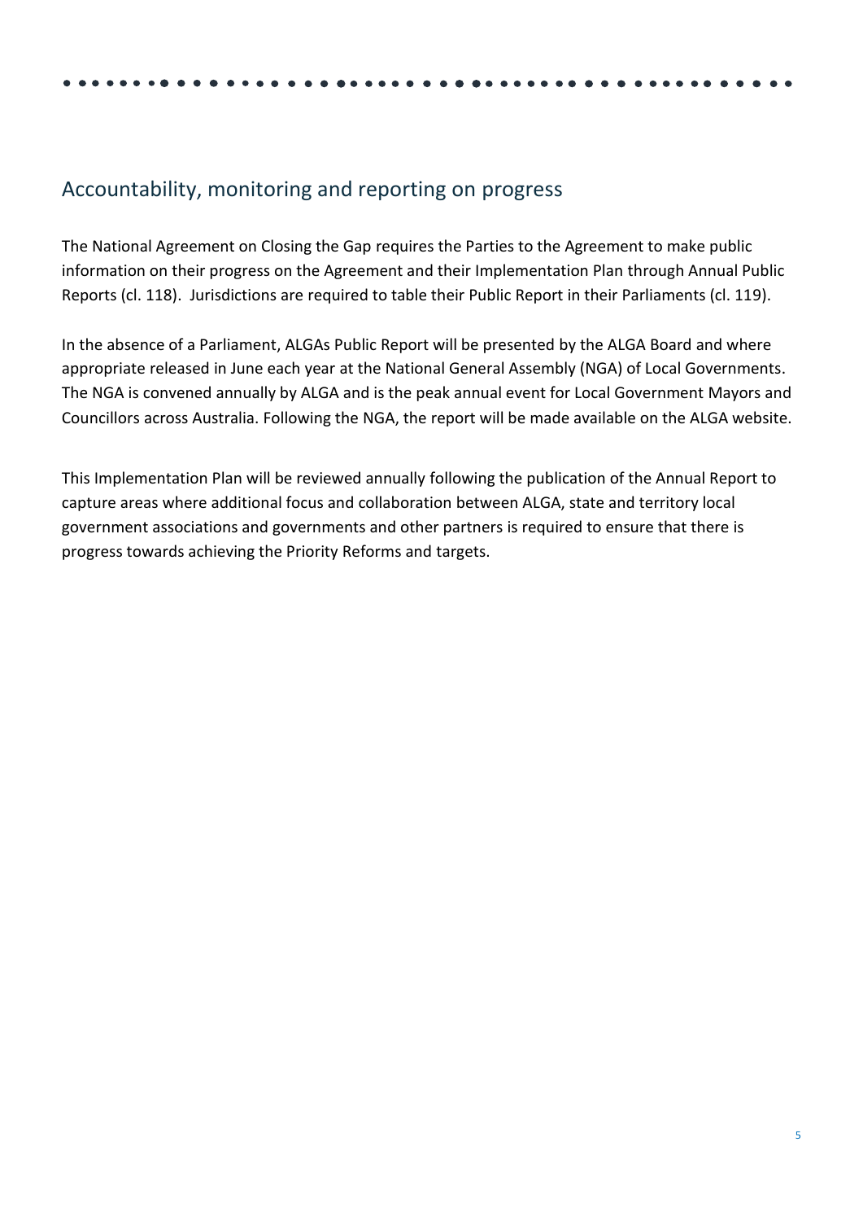## Accountability, monitoring and reporting on progress

The National Agreement on Closing the Gap requires the Parties to the Agreement to make public information on their progress on the Agreement and their Implementation Plan through Annual Public Reports (cl. 118). Jurisdictions are required to table their Public Report in their Parliaments (cl. 119).

In the absence of a Parliament, ALGAs Public Report will be presented by the ALGA Board and where appropriate released in June each year at the National General Assembly (NGA) of Local Governments. The NGA is convened annually by ALGA and is the peak annual event for Local Government Mayors and Councillors across Australia. Following the NGA, the report will be made available on the ALGA website.

This Implementation Plan will be reviewed annually following the publication of the Annual Report to capture areas where additional focus and collaboration between ALGA, state and territory local government associations and governments and other partners is required to ensure that there is progress towards achieving the Priority Reforms and targets.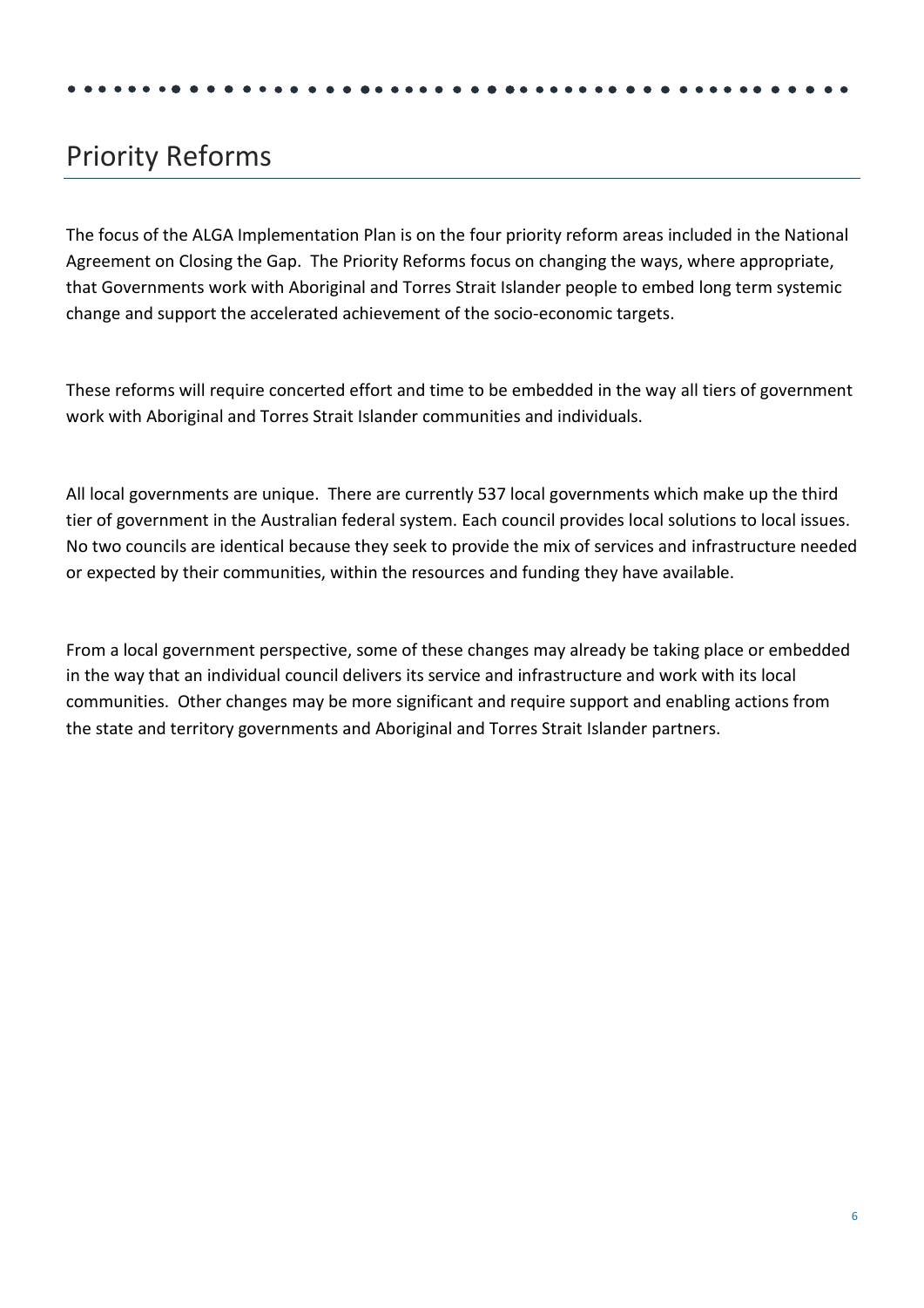# Priority Reforms

The focus of the ALGA Implementation Plan is on the four priority reform areas included in the National Agreement on Closing the Gap. The Priority Reforms focus on changing the ways, where appropriate, that Governments work with Aboriginal and Torres Strait Islander people to embed long term systemic change and support the accelerated achievement of the socio-economic targets.

These reforms will require concerted effort and time to be embedded in the way all tiers of government work with Aboriginal and Torres Strait Islander communities and individuals.

All local governments are unique. There are currently 537 local governments which make up the third tier of government in the Australian federal system. Each council provides local solutions to local issues. No two councils are identical because they seek to provide the mix of services and infrastructure needed or expected by their communities, within the resources and funding they have available.

From a local government perspective, some of these changes may already be taking place or embedded in the way that an individual council delivers its service and infrastructure and work with its local communities. Other changes may be more significant and require support and enabling actions from the state and territory governments and Aboriginal and Torres Strait Islander partners.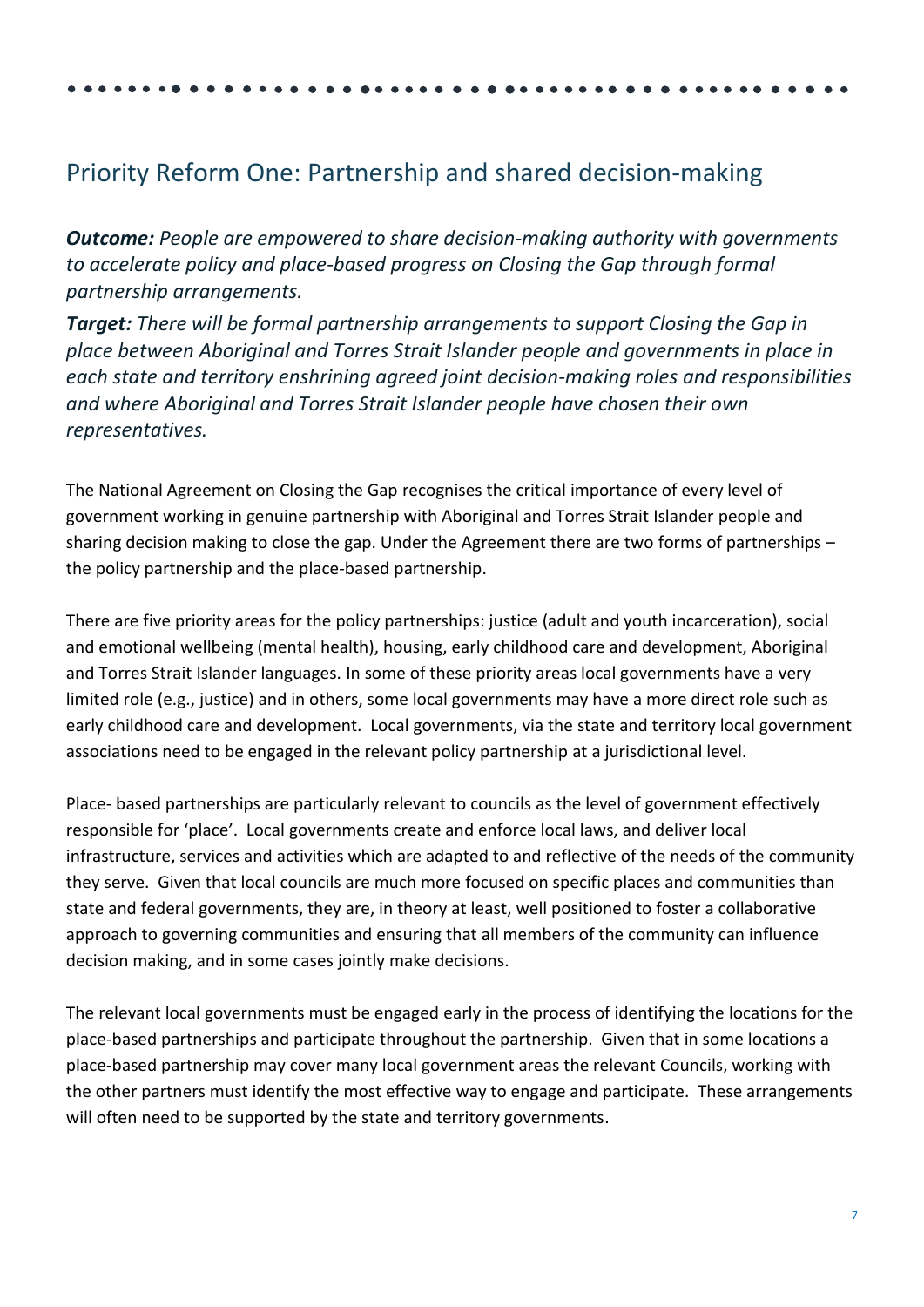## Priority Reform One: Partnership and shared decision-making

***Outcome:*** *People are empowered to share decision-making authority with governments to accelerate policy and place-based progress on Closing the Gap through formal partnership arrangements.*

***Target:*** *There will be formal partnership arrangements to support Closing the Gap in place between Aboriginal and Torres Strait Islander people and governments in place in each state and territory enshrining agreed joint decision-making roles and responsibilities and where Aboriginal and Torres Strait Islander people have chosen their own representatives.*

The National Agreement on Closing the Gap recognises the critical importance of every level of government working in genuine partnership with Aboriginal and Torres Strait Islander people and sharing decision making to close the gap. Under the Agreement there are two forms of partnerships – the policy partnership and the place-based partnership.

There are five priority areas for the policy partnerships: justice (adult and youth incarceration), social and emotional wellbeing (mental health), housing, early childhood care and development, Aboriginal and Torres Strait Islander languages. In some of these priority areas local governments have a very limited role (e.g., justice) and in others, some local governments may have a more direct role such as early childhood care and development. Local governments, via the state and territory local government associations need to be engaged in the relevant policy partnership at a jurisdictional level.

Place- based partnerships are particularly relevant to councils as the level of government effectively responsible for 'place'. Local governments create and enforce local laws, and deliver local infrastructure, services and activities which are adapted to and reflective of the needs of the community they serve. Given that local councils are much more focused on specific places and communities than state and federal governments, they are, in theory at least, well positioned to foster a collaborative approach to governing communities and ensuring that all members of the community can influence decision making, and in some cases jointly make decisions.

The relevant local governments must be engaged early in the process of identifying the locations for the place-based partnerships and participate throughout the partnership. Given that in some locations a place-based partnership may cover many local government areas the relevant Councils, working with the other partners must identify the most effective way to engage and participate. These arrangements will often need to be supported by the state and territory governments.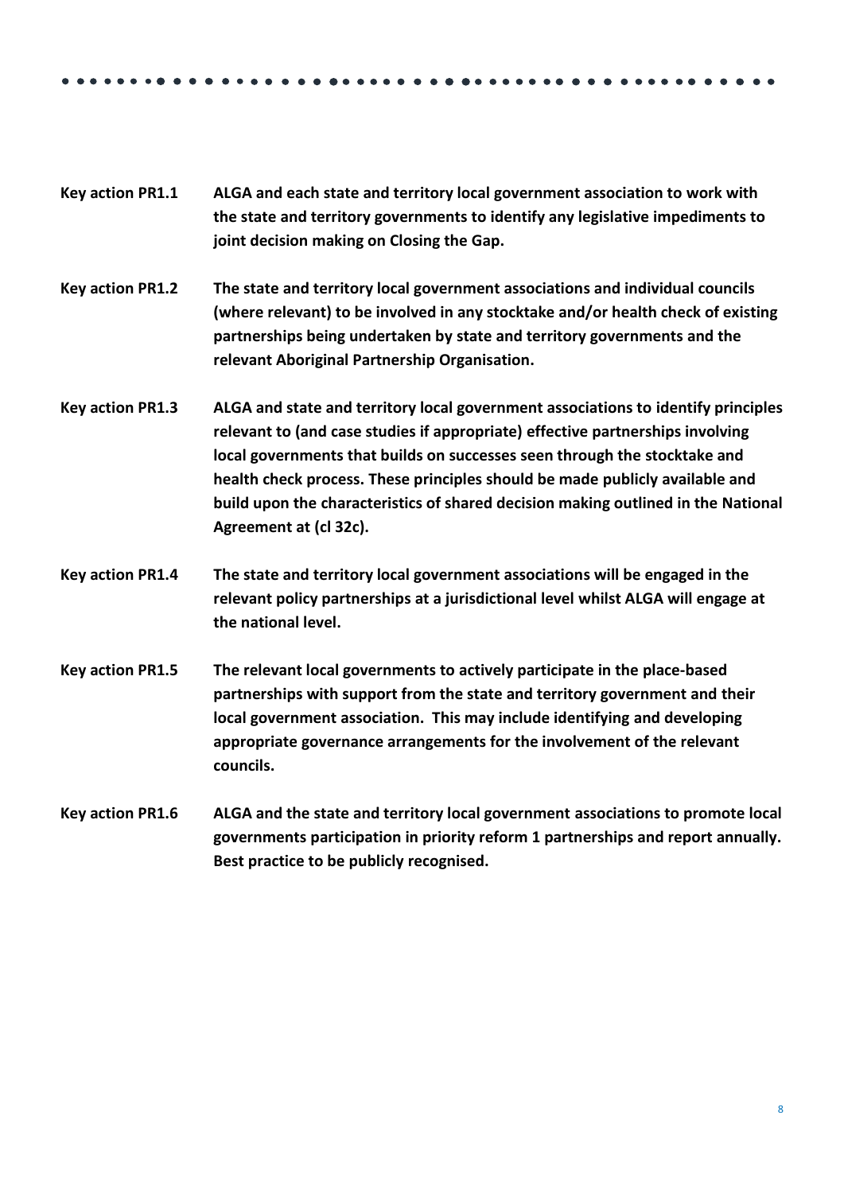**Key action PR1.1** **ALGA and each state and territory local government association to work with the state and territory governments to identify any legislative impediments to joint decision making on Closing the Gap.**

**Key action PR1.2** **The state and territory local government associations and individual councils (where relevant) to be involved in any stocktake and/or health check of existing partnerships being undertaken by state and territory governments and the relevant Aboriginal Partnership Organisation.**

**Key action PR1.3** **ALGA and state and territory local government associations to identify principles relevant to (and case studies if appropriate) effective partnerships involving local governments that builds on successes seen through the stocktake and health check process. These principles should be made publicly available and build upon the characteristics of shared decision making outlined in the National Agreement at (cl 32c).**

**Key action PR1.4** **The state and territory local government associations will be engaged in the relevant policy partnerships at a jurisdictional level whilst ALGA will engage at the national level.**

**Key action PR1.5** **The relevant local governments to actively participate in the place-based partnerships with support from the state and territory government and their local government association. This may include identifying and developing appropriate governance arrangements for the involvement of the relevant councils.**

**Key action PR1.6** **ALGA and the state and territory local government associations to promote local governments participation in priority reform 1 partnerships and report annually. Best practice to be publicly recognised.**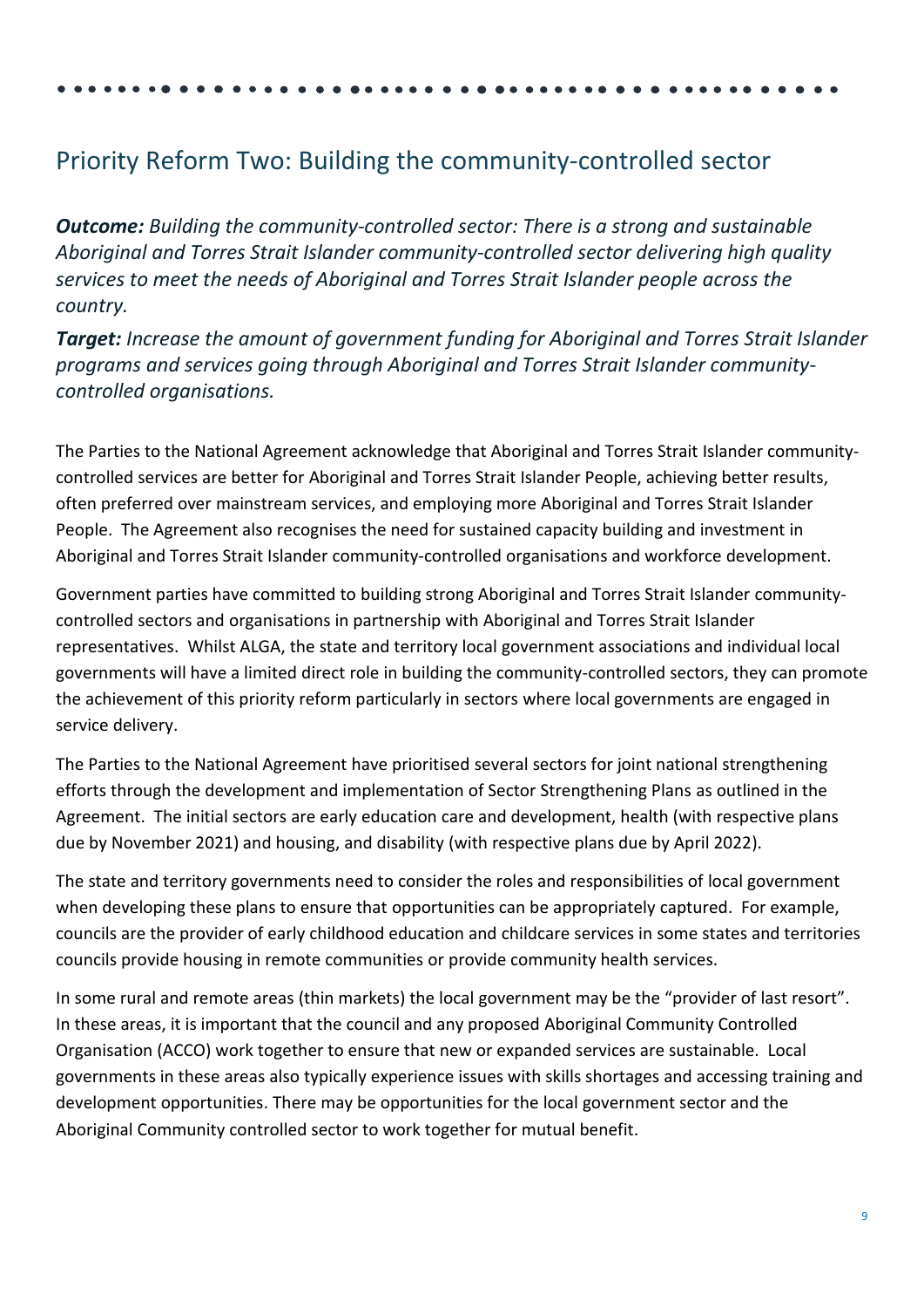## Priority Reform Two: Building the community-controlled sector

***Outcome:*** *Building the community-controlled sector: There is a strong and sustainable Aboriginal and Torres Strait Islander community-controlled sector delivering high quality services to meet the needs of Aboriginal and Torres Strait Islander people across the country.*

***Target:*** *Increase the amount of government funding for Aboriginal and Torres Strait Islander programs and services going through Aboriginal and Torres Strait Islander community-controlled organisations.*

The Parties to the National Agreement acknowledge that Aboriginal and Torres Strait Islander community-controlled services are better for Aboriginal and Torres Strait Islander People, achieving better results, often preferred over mainstream services, and employing more Aboriginal and Torres Strait Islander People. The Agreement also recognises the need for sustained capacity building and investment in Aboriginal and Torres Strait Islander community-controlled organisations and workforce development.

Government parties have committed to building strong Aboriginal and Torres Strait Islander community-controlled sectors and organisations in partnership with Aboriginal and Torres Strait Islander representatives. Whilst ALGA, the state and territory local government associations and individual local governments will have a limited direct role in building the community-controlled sectors, they can promote the achievement of this priority reform particularly in sectors where local governments are engaged in service delivery.

The Parties to the National Agreement have prioritised several sectors for joint national strengthening efforts through the development and implementation of Sector Strengthening Plans as outlined in the Agreement. The initial sectors are early education care and development, health (with respective plans due by November 2021) and housing, and disability (with respective plans due by April 2022).

The state and territory governments need to consider the roles and responsibilities of local government when developing these plans to ensure that opportunities can be appropriately captured. For example, councils are the provider of early childhood education and childcare services in some states and territories councils provide housing in remote communities or provide community health services.

In some rural and remote areas (thin markets) the local government may be the "provider of last resort". In these areas, it is important that the council and any proposed Aboriginal Community Controlled Organisation (ACCO) work together to ensure that new or expanded services are sustainable. Local governments in these areas also typically experience issues with skills shortages and accessing training and development opportunities. There may be opportunities for the local government sector and the Aboriginal Community controlled sector to work together for mutual benefit.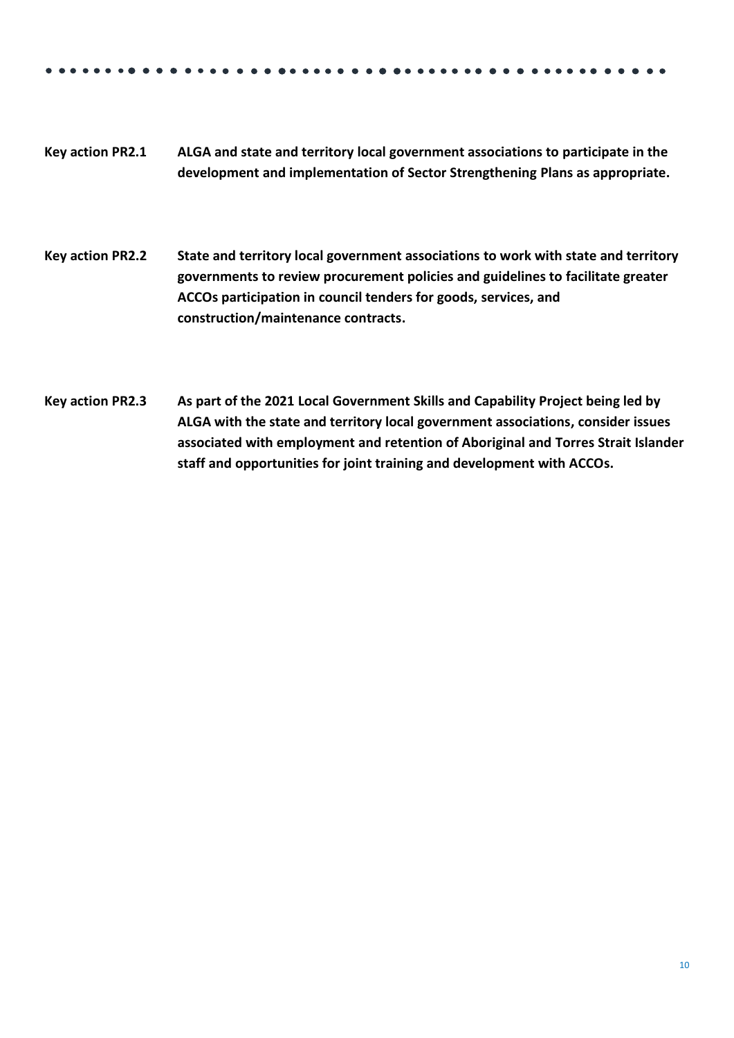**Key action PR2.1** **ALGA and state and territory local government associations to participate in the development and implementation of Sector Strengthening Plans as appropriate.**

**Key action PR2.2** **State and territory local government associations to work with state and territory governments to review procurement policies and guidelines to facilitate greater ACCOs participation in council tenders for goods, services, and construction/maintenance contracts.**

**Key action PR2.3** **As part of the 2021 Local Government Skills and Capability Project being led by ALGA with the state and territory local government associations, consider issues associated with employment and retention of Aboriginal and Torres Strait Islander staff and opportunities for joint training and development with ACCOs.**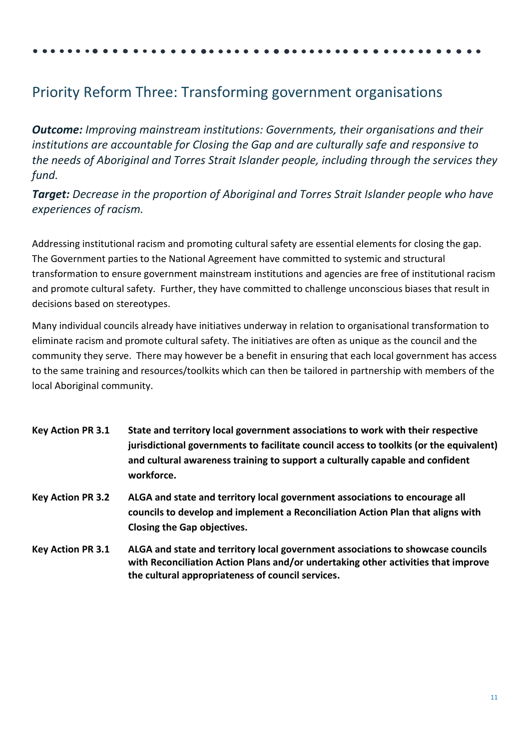## Priority Reform Three: Transforming government organisations

***Outcome:*** *Improving mainstream institutions: Governments, their organisations and their institutions are accountable for Closing the Gap and are culturally safe and responsive to the needs of Aboriginal and Torres Strait Islander people, including through the services they fund.*

***Target:*** *Decrease in the proportion of Aboriginal and Torres Strait Islander people who have experiences of racism.*

Addressing institutional racism and promoting cultural safety are essential elements for closing the gap. The Government parties to the National Agreement have committed to systemic and structural transformation to ensure government mainstream institutions and agencies are free of institutional racism and promote cultural safety. Further, they have committed to challenge unconscious biases that result in decisions based on stereotypes.

Many individual councils already have initiatives underway in relation to organisational transformation to eliminate racism and promote cultural safety. The initiatives are often as unique as the council and the community they serve. There may however be a benefit in ensuring that each local government has access to the same training and resources/toolkits which can then be tailored in partnership with members of the local Aboriginal community.

| | |
|---|---|
| **Key Action PR 3.1** | **State and territory local government associations to work with their respective jurisdictional governments to facilitate council access to toolkits (or the equivalent) and cultural awareness training to support a culturally capable and confident workforce.** |
| **Key Action PR 3.2** | **ALGA and state and territory local government associations to encourage all councils to develop and implement a Reconciliation Action Plan that aligns with Closing the Gap objectives.** |
| **Key Action PR 3.1** | **ALGA and state and territory local government associations to showcase councils with Reconciliation Action Plans and/or undertaking other activities that improve the cultural appropriateness of council services.** |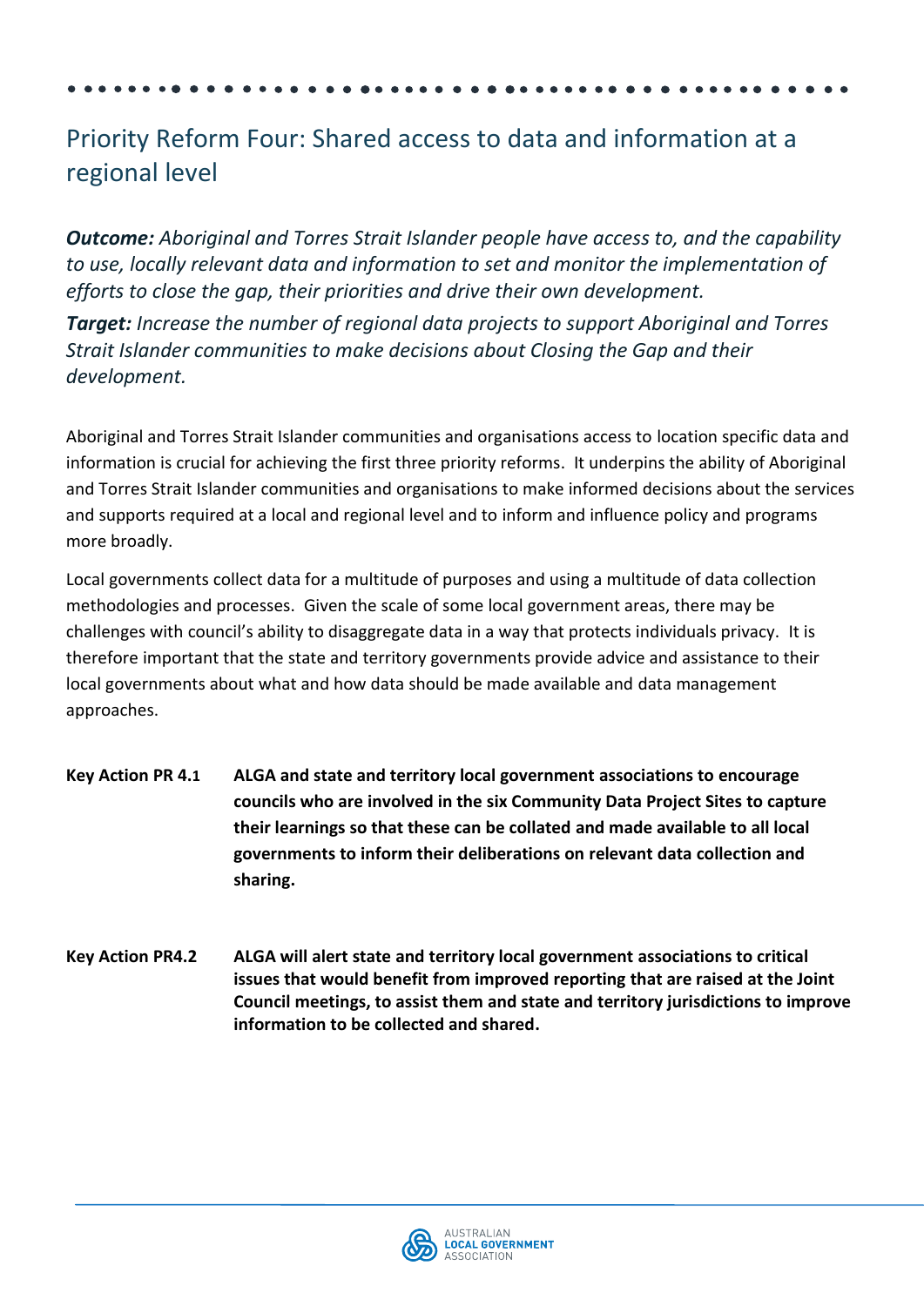## Priority Reform Four: Shared access to data and information at a regional level

***Outcome:*** *Aboriginal and Torres Strait Islander people have access to, and the capability to use, locally relevant data and information to set and monitor the implementation of efforts to close the gap, their priorities and drive their own development.*

***Target:*** *Increase the number of regional data projects to support Aboriginal and Torres Strait Islander communities to make decisions about Closing the Gap and their development.*

Aboriginal and Torres Strait Islander communities and organisations access to location specific data and information is crucial for achieving the first three priority reforms. It underpins the ability of Aboriginal and Torres Strait Islander communities and organisations to make informed decisions about the services and supports required at a local and regional level and to inform and influence policy and programs more broadly.

Local governments collect data for a multitude of purposes and using a multitude of data collection methodologies and processes. Given the scale of some local government areas, there may be challenges with council's ability to disaggregate data in a way that protects individuals privacy. It is therefore important that the state and territory governments provide advice and assistance to their local governments about what and how data should be made available and data management approaches.

**Key Action PR 4.1** **ALGA and state and territory local government associations to encourage councils who are involved in the six Community Data Project Sites to capture their learnings so that these can be collated and made available to all local governments to inform their deliberations on relevant data collection and sharing.**

**Key Action PR4.2** **ALGA will alert state and territory local government associations to critical issues that would benefit from improved reporting that are raised at the Joint Council meetings, to assist them and state and territory jurisdictions to improve information to be collected and shared.**